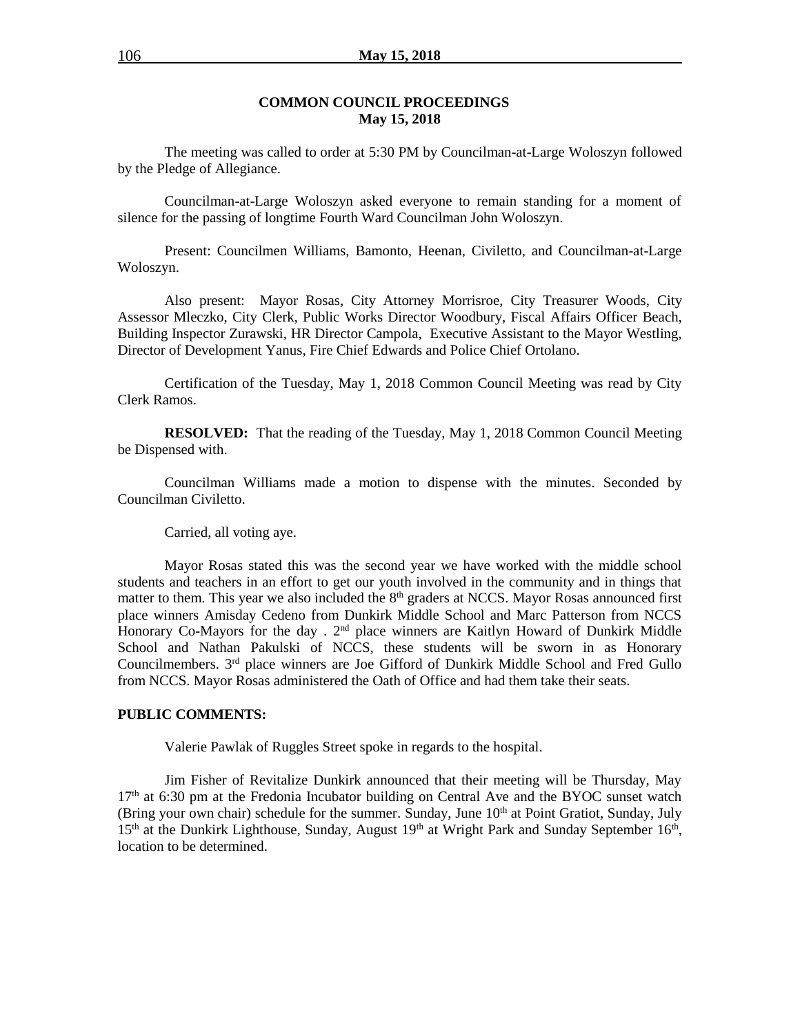# COMMON COUNCIL PROCEEDINGS
## May 15, 2018

The meeting was called to order at 5:30 PM by Councilman-at-Large Woloszyn followed by the Pledge of Allegiance.

Councilman-at-Large Woloszyn asked everyone to remain standing for a moment of silence for the passing of longtime Fourth Ward Councilman John Woloszyn.

Present: Councilmen Williams, Bamonto, Heenan, Civiletto, and Councilman-at-Large Woloszyn.

Also present: Mayor Rosas, City Attorney Morrisroe, City Treasurer Woods, City Assessor Mleczko, City Clerk, Public Works Director Woodbury, Fiscal Affairs Officer Beach, Building Inspector Zurawski, HR Director Campola, Executive Assistant to the Mayor Westling, Director of Development Yanus, Fire Chief Edwards and Police Chief Ortolano.

Certification of the Tuesday, May 1, 2018 Common Council Meeting was read by City Clerk Ramos.

**RESOLVED:** That the reading of the Tuesday, May 1, 2018 Common Council Meeting be Dispensed with.

Councilman Williams made a motion to dispense with the minutes. Seconded by Councilman Civiletto.

Carried, all voting aye.

Mayor Rosas stated this was the second year we have worked with the middle school students and teachers in an effort to get our youth involved in the community and in things that matter to them. This year we also included the 8th graders at NCCS. Mayor Rosas announced first place winners Amisday Cedeno from Dunkirk Middle School and Marc Patterson from NCCS Honorary Co-Mayors for the day . 2nd place winners are Kaitlyn Howard of Dunkirk Middle School and Nathan Pakulski of NCCS, these students will be sworn in as Honorary Councilmembers. 3rd place winners are Joe Gifford of Dunkirk Middle School and Fred Gullo from NCCS. Mayor Rosas administered the Oath of Office and had them take their seats.

**PUBLIC COMMENTS:**

Valerie Pawlak of Ruggles Street spoke in regards to the hospital.

Jim Fisher of Revitalize Dunkirk announced that their meeting will be Thursday, May 17th at 6:30 pm at the Fredonia Incubator building on Central Ave and the BYOC sunset watch (Bring your own chair) schedule for the summer. Sunday, June 10th at Point Gratiot, Sunday, July 15th at the Dunkirk Lighthouse, Sunday, August 19th at Wright Park and Sunday September 16th, location to be determined.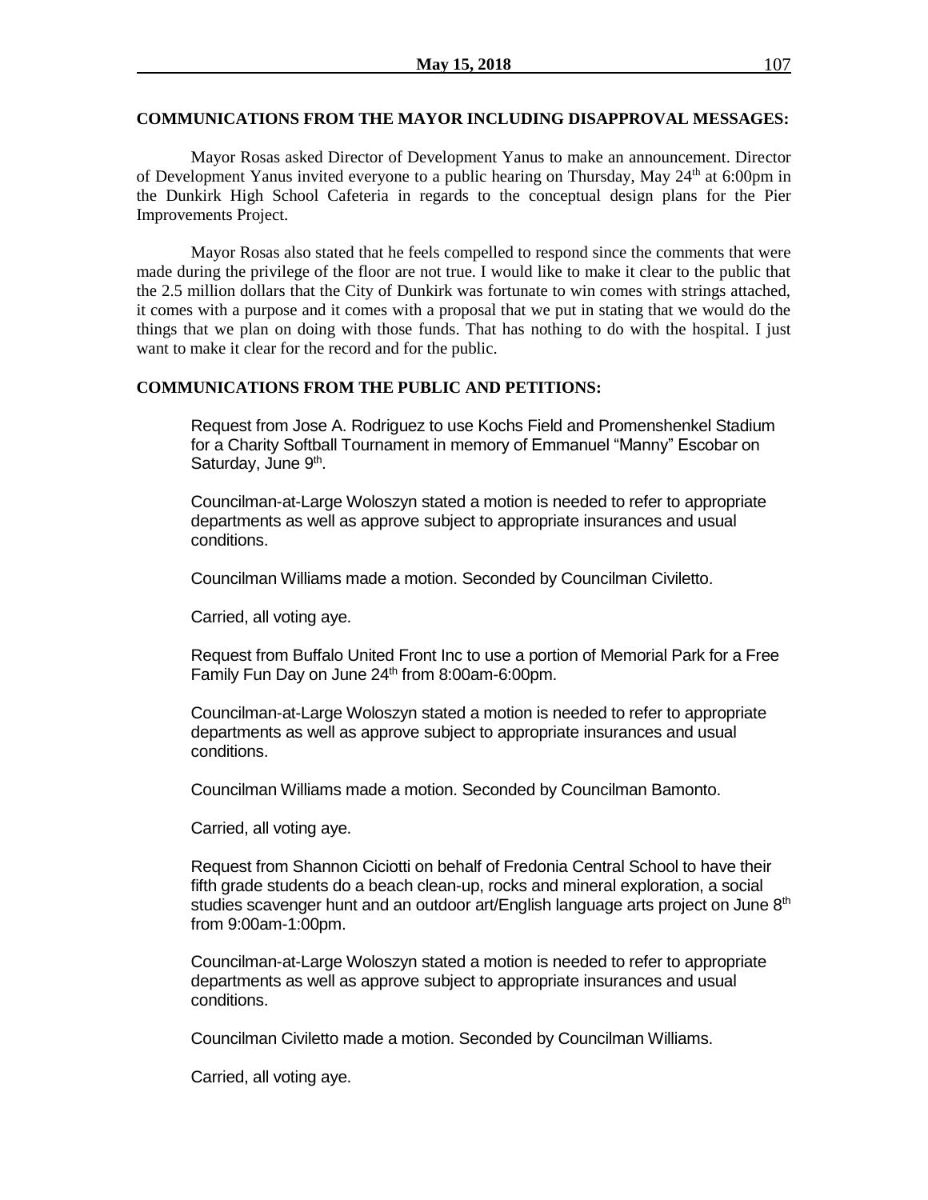**COMMUNICATIONS FROM THE MAYOR INCLUDING DISAPPROVAL MESSAGES:**

Mayor Rosas asked Director of Development Yanus to make an announcement. Director of Development Yanus invited everyone to a public hearing on Thursday, May 24th at 6:00pm in the Dunkirk High School Cafeteria in regards to the conceptual design plans for the Pier Improvements Project.

Mayor Rosas also stated that he feels compelled to respond since the comments that were made during the privilege of the floor are not true. I would like to make it clear to the public that the 2.5 million dollars that the City of Dunkirk was fortunate to win comes with strings attached, it comes with a purpose and it comes with a proposal that we put in stating that we would do the things that we plan on doing with those funds. That has nothing to do with the hospital. I just want to make it clear for the record and for the public.

**COMMUNICATIONS FROM THE PUBLIC AND PETITIONS:**

Request from Jose A. Rodriguez to use Kochs Field and Promenshenkel Stadium for a Charity Softball Tournament in memory of Emmanuel "Manny" Escobar on Saturday, June 9th.

Councilman-at-Large Woloszyn stated a motion is needed to refer to appropriate departments as well as approve subject to appropriate insurances and usual conditions.

Councilman Williams made a motion. Seconded by Councilman Civiletto.

Carried, all voting aye.

Request from Buffalo United Front Inc to use a portion of Memorial Park for a Free Family Fun Day on June 24th from 8:00am-6:00pm.

Councilman-at-Large Woloszyn stated a motion is needed to refer to appropriate departments as well as approve subject to appropriate insurances and usual conditions.

Councilman Williams made a motion. Seconded by Councilman Bamonto.

Carried, all voting aye.

Request from Shannon Ciciotti on behalf of Fredonia Central School to have their fifth grade students do a beach clean-up, rocks and mineral exploration, a social studies scavenger hunt and an outdoor art/English language arts project on June 8th from 9:00am-1:00pm.

Councilman-at-Large Woloszyn stated a motion is needed to refer to appropriate departments as well as approve subject to appropriate insurances and usual conditions.

Councilman Civiletto made a motion. Seconded by Councilman Williams.

Carried, all voting aye.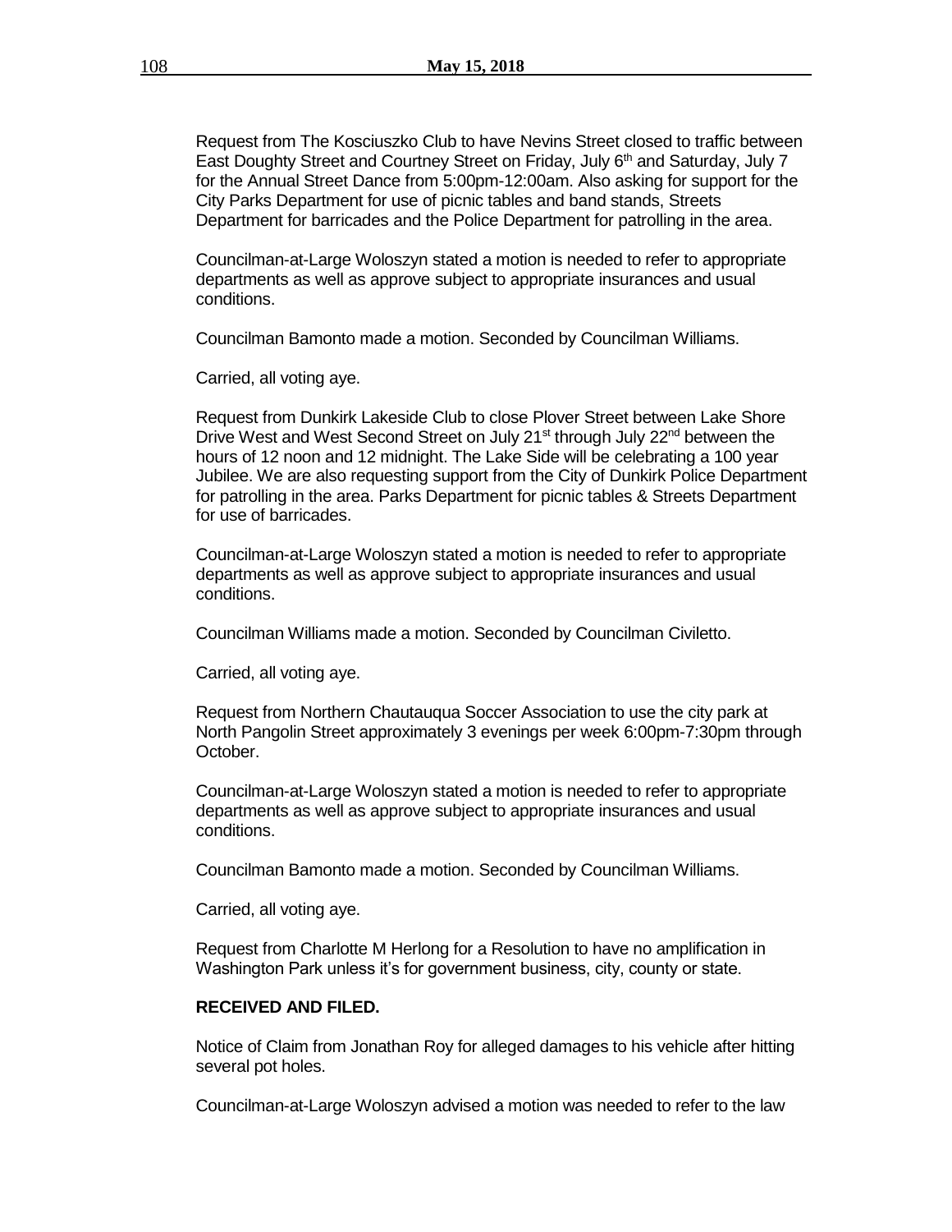Request from The Kosciuszko Club to have Nevins Street closed to traffic between East Doughty Street and Courtney Street on Friday, July 6th and Saturday, July 7 for the Annual Street Dance from 5:00pm-12:00am. Also asking for support for the City Parks Department for use of picnic tables and band stands, Streets Department for barricades and the Police Department for patrolling in the area.

Councilman-at-Large Woloszyn stated a motion is needed to refer to appropriate departments as well as approve subject to appropriate insurances and usual conditions.

Councilman Bamonto made a motion. Seconded by Councilman Williams.

Carried, all voting aye.

Request from Dunkirk Lakeside Club to close Plover Street between Lake Shore Drive West and West Second Street on July 21st through July 22nd between the hours of 12 noon and 12 midnight. The Lake Side will be celebrating a 100 year Jubilee. We are also requesting support from the City of Dunkirk Police Department for patrolling in the area. Parks Department for picnic tables & Streets Department for use of barricades.

Councilman-at-Large Woloszyn stated a motion is needed to refer to appropriate departments as well as approve subject to appropriate insurances and usual conditions.

Councilman Williams made a motion. Seconded by Councilman Civiletto.

Carried, all voting aye.

Request from Northern Chautauqua Soccer Association to use the city park at North Pangolin Street approximately 3 evenings per week 6:00pm-7:30pm through October.

Councilman-at-Large Woloszyn stated a motion is needed to refer to appropriate departments as well as approve subject to appropriate insurances and usual conditions.

Councilman Bamonto made a motion. Seconded by Councilman Williams.

Carried, all voting aye.

Request from Charlotte M Herlong for a Resolution to have no amplification in Washington Park unless it's for government business, city, county or state.

**RECEIVED AND FILED.**

Notice of Claim from Jonathan Roy for alleged damages to his vehicle after hitting several pot holes.

Councilman-at-Large Woloszyn advised a motion was needed to refer to the law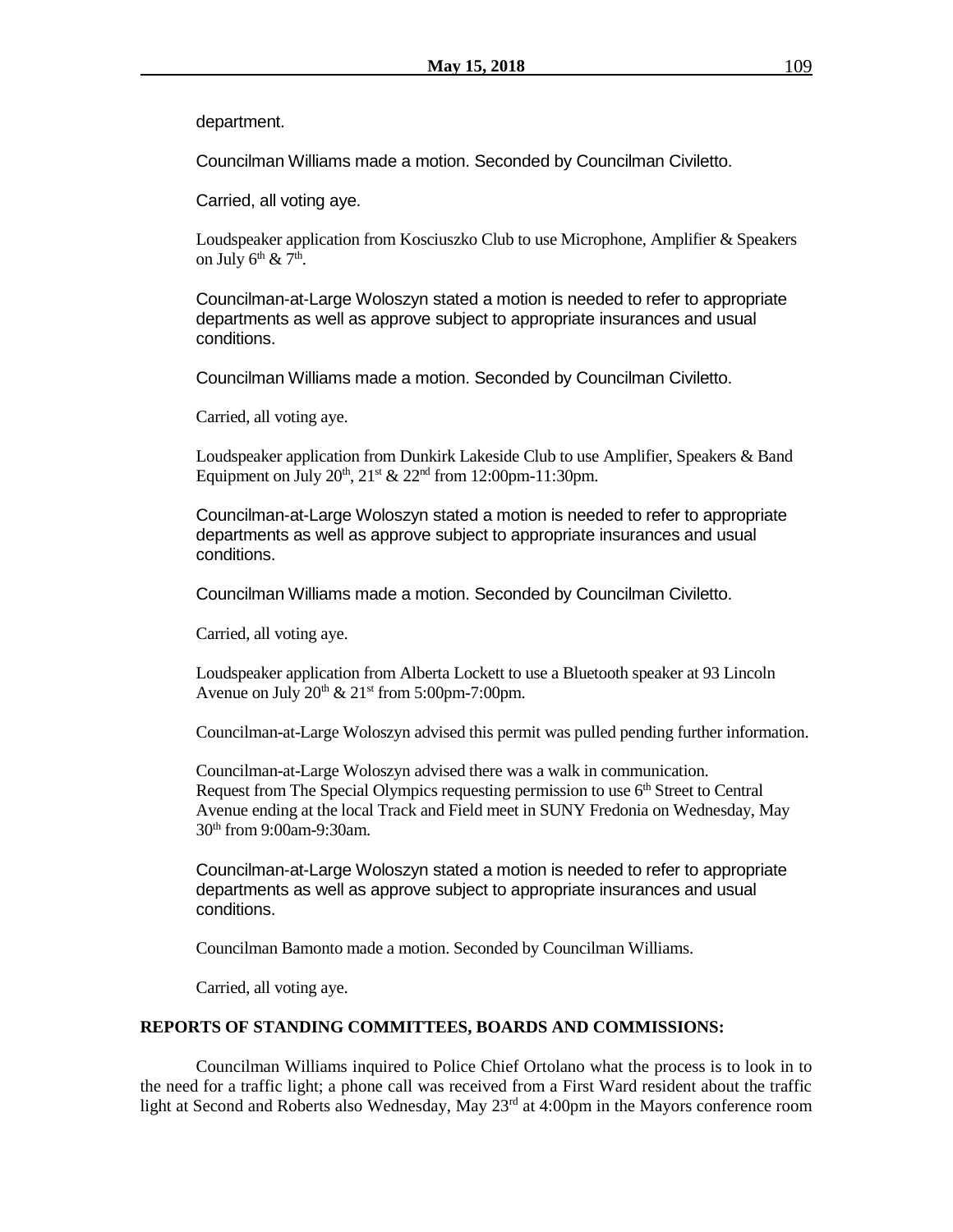department.

Councilman Williams made a motion. Seconded by Councilman Civiletto.

Carried, all voting aye.

Loudspeaker application from Kosciuszko Club to use Microphone, Amplifier & Speakers on July 6th & 7th.

Councilman-at-Large Woloszyn stated a motion is needed to refer to appropriate departments as well as approve subject to appropriate insurances and usual conditions.

Councilman Williams made a motion. Seconded by Councilman Civiletto.

Carried, all voting aye.

Loudspeaker application from Dunkirk Lakeside Club to use Amplifier, Speakers & Band Equipment on July 20th, 21st & 22nd from 12:00pm-11:30pm.

Councilman-at-Large Woloszyn stated a motion is needed to refer to appropriate departments as well as approve subject to appropriate insurances and usual conditions.

Councilman Williams made a motion. Seconded by Councilman Civiletto.

Carried, all voting aye.

Loudspeaker application from Alberta Lockett to use a Bluetooth speaker at 93 Lincoln Avenue on July 20th & 21st from 5:00pm-7:00pm.

Councilman-at-Large Woloszyn advised this permit was pulled pending further information.

Councilman-at-Large Woloszyn advised there was a walk in communication. Request from The Special Olympics requesting permission to use 6th Street to Central Avenue ending at the local Track and Field meet in SUNY Fredonia on Wednesday, May 30th from 9:00am-9:30am.

Councilman-at-Large Woloszyn stated a motion is needed to refer to appropriate departments as well as approve subject to appropriate insurances and usual conditions.

Councilman Bamonto made a motion. Seconded by Councilman Williams.

Carried, all voting aye.

**REPORTS OF STANDING COMMITTEES, BOARDS AND COMMISSIONS:**

Councilman Williams inquired to Police Chief Ortolano what the process is to look in to the need for a traffic light; a phone call was received from a First Ward resident about the traffic light at Second and Roberts also Wednesday, May 23rd at 4:00pm in the Mayors conference room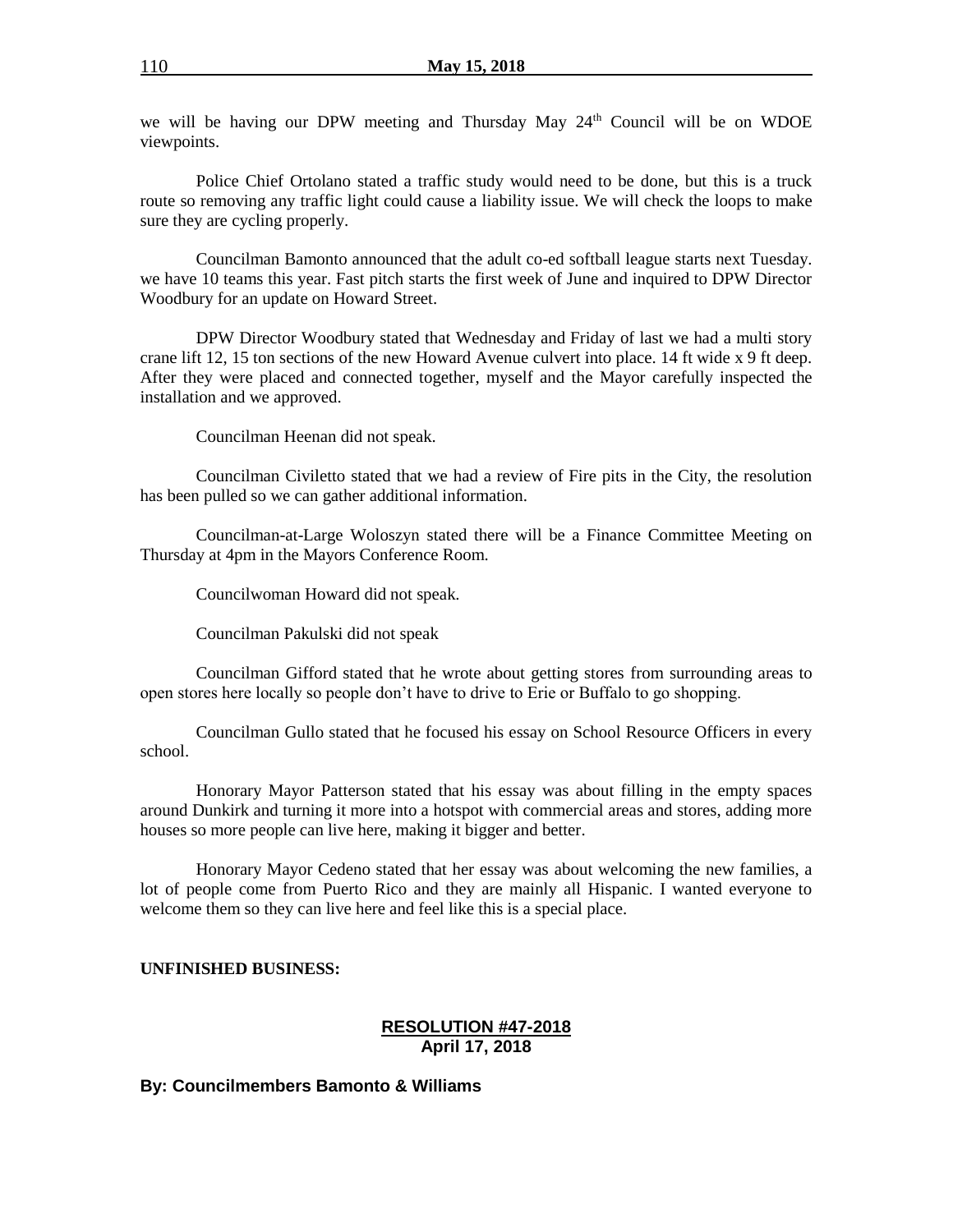we will be having our DPW meeting and Thursday May 24th Council will be on WDOE viewpoints.

Police Chief Ortolano stated a traffic study would need to be done, but this is a truck route so removing any traffic light could cause a liability issue. We will check the loops to make sure they are cycling properly.

Councilman Bamonto announced that the adult co-ed softball league starts next Tuesday. we have 10 teams this year. Fast pitch starts the first week of June and inquired to DPW Director Woodbury for an update on Howard Street.

DPW Director Woodbury stated that Wednesday and Friday of last we had a multi story crane lift 12, 15 ton sections of the new Howard Avenue culvert into place. 14 ft wide x 9 ft deep. After they were placed and connected together, myself and the Mayor carefully inspected the installation and we approved.

Councilman Heenan did not speak.

Councilman Civiletto stated that we had a review of Fire pits in the City, the resolution has been pulled so we can gather additional information.

Councilman-at-Large Woloszyn stated there will be a Finance Committee Meeting on Thursday at 4pm in the Mayors Conference Room.

Councilwoman Howard did not speak.

Councilman Pakulski did not speak

Councilman Gifford stated that he wrote about getting stores from surrounding areas to open stores here locally so people don't have to drive to Erie or Buffalo to go shopping.

Councilman Gullo stated that he focused his essay on School Resource Officers in every school.

Honorary Mayor Patterson stated that his essay was about filling in the empty spaces around Dunkirk and turning it more into a hotspot with commercial areas and stores, adding more houses so more people can live here, making it bigger and better.

Honorary Mayor Cedeno stated that her essay was about welcoming the new families, a lot of people come from Puerto Rico and they are mainly all Hispanic. I wanted everyone to welcome them so they can live here and feel like this is a special place.

**UNFINISHED BUSINESS:**

**RESOLUTION #47-2018**
**April 17, 2018**

**By: Councilmembers Bamonto & Williams**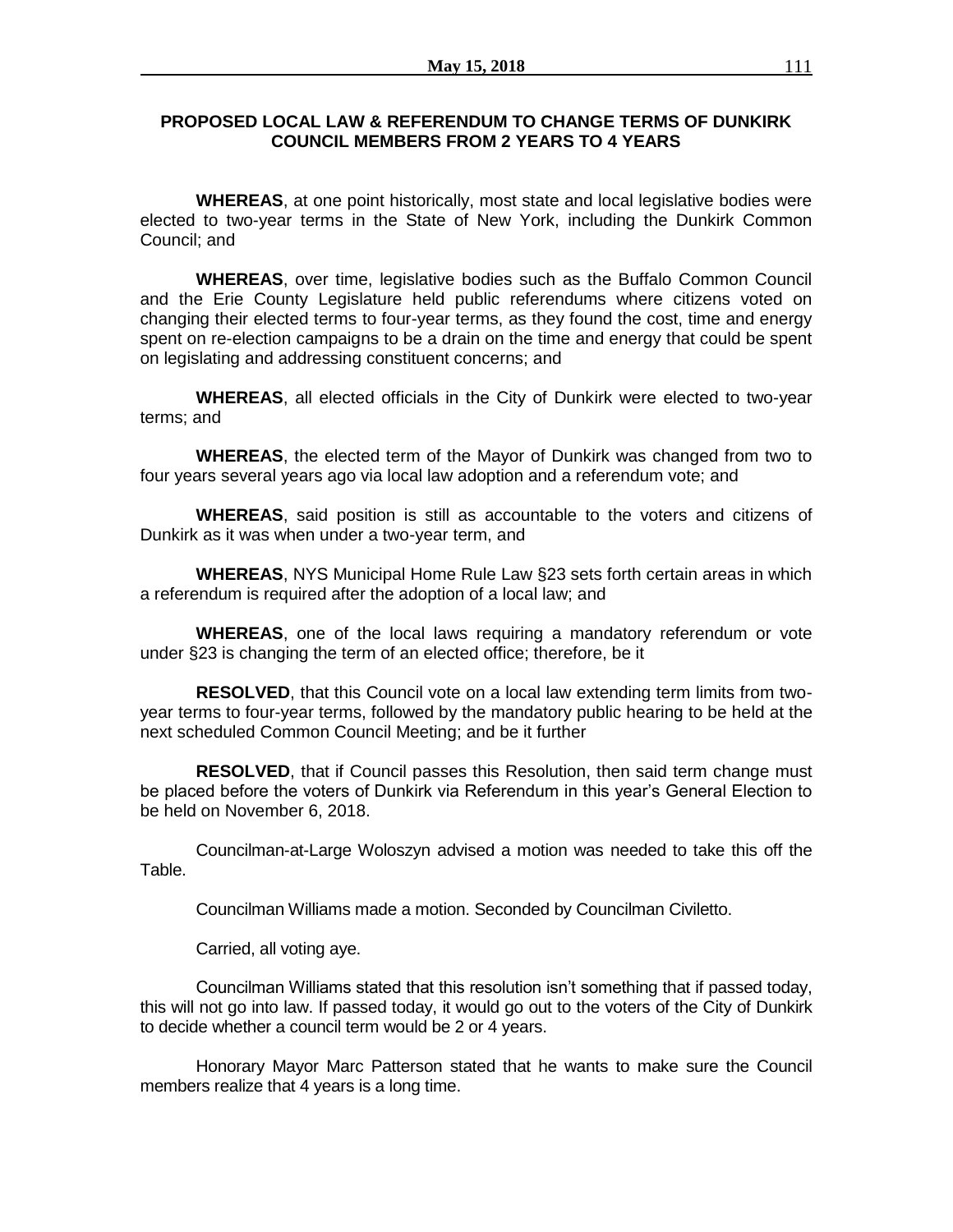## PROPOSED LOCAL LAW & REFERENDUM TO CHANGE TERMS OF DUNKIRK COUNCIL MEMBERS FROM 2 YEARS TO 4 YEARS

**WHEREAS**, at one point historically, most state and local legislative bodies were elected to two-year terms in the State of New York, including the Dunkirk Common Council; and

**WHEREAS**, over time, legislative bodies such as the Buffalo Common Council and the Erie County Legislature held public referendums where citizens voted on changing their elected terms to four-year terms, as they found the cost, time and energy spent on re-election campaigns to be a drain on the time and energy that could be spent on legislating and addressing constituent concerns; and

**WHEREAS**, all elected officials in the City of Dunkirk were elected to two-year terms; and

**WHEREAS**, the elected term of the Mayor of Dunkirk was changed from two to four years several years ago via local law adoption and a referendum vote; and

**WHEREAS**, said position is still as accountable to the voters and citizens of Dunkirk as it was when under a two-year term, and

**WHEREAS**, NYS Municipal Home Rule Law §23 sets forth certain areas in which a referendum is required after the adoption of a local law; and

**WHEREAS**, one of the local laws requiring a mandatory referendum or vote under §23 is changing the term of an elected office; therefore, be it

**RESOLVED**, that this Council vote on a local law extending term limits from two-year terms to four-year terms, followed by the mandatory public hearing to be held at the next scheduled Common Council Meeting; and be it further

**RESOLVED**, that if Council passes this Resolution, then said term change must be placed before the voters of Dunkirk via Referendum in this year's General Election to be held on November 6, 2018.

Councilman-at-Large Woloszyn advised a motion was needed to take this off the Table.

Councilman Williams made a motion. Seconded by Councilman Civiletto.

Carried, all voting aye.

Councilman Williams stated that this resolution isn't something that if passed today, this will not go into law. If passed today, it would go out to the voters of the City of Dunkirk to decide whether a council term would be 2 or 4 years.

Honorary Mayor Marc Patterson stated that he wants to make sure the Council members realize that 4 years is a long time.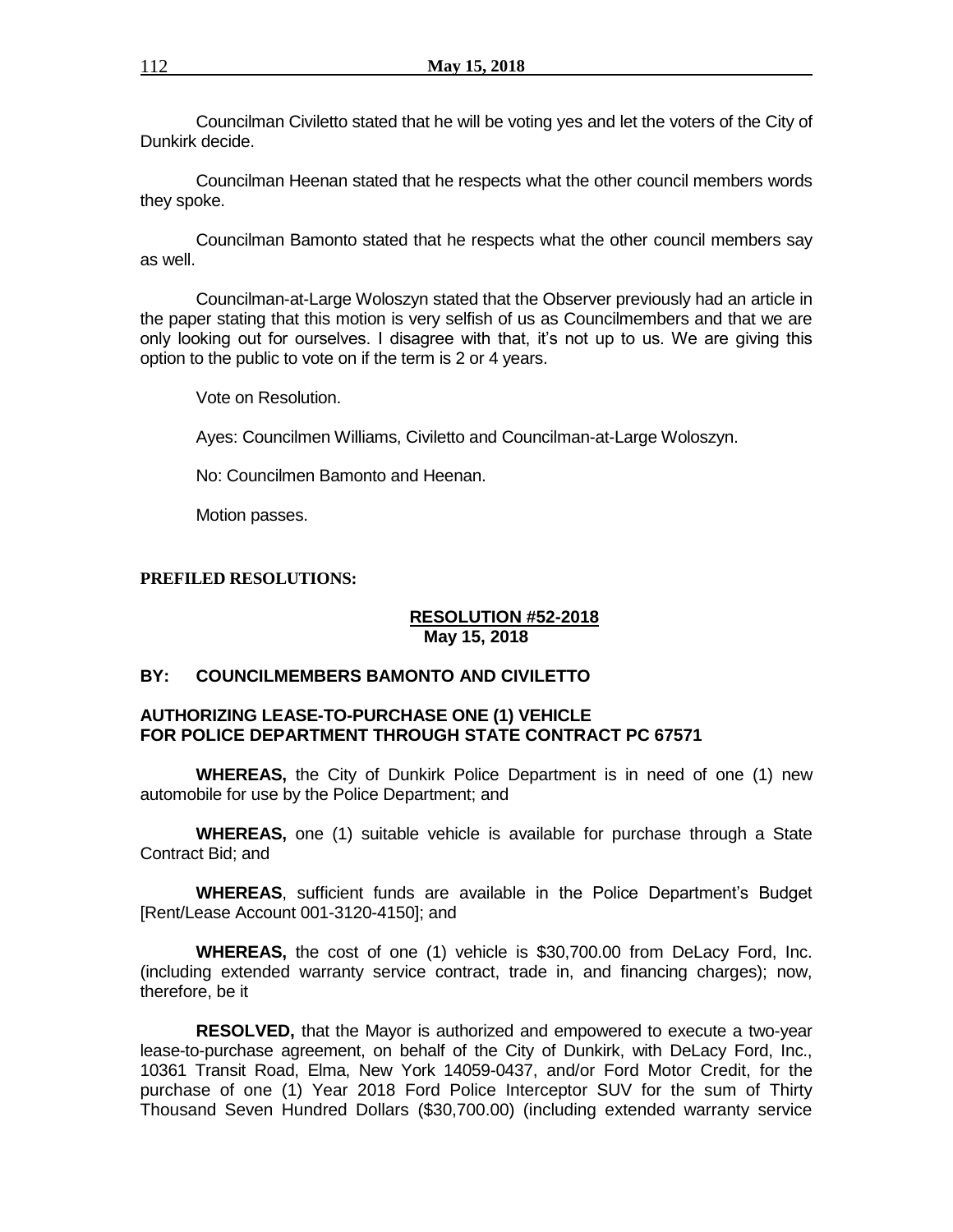Councilman Civiletto stated that he will be voting yes and let the voters of the City of Dunkirk decide.

Councilman Heenan stated that he respects what the other council members words they spoke.

Councilman Bamonto stated that he respects what the other council members say as well.

Councilman-at-Large Woloszyn stated that the Observer previously had an article in the paper stating that this motion is very selfish of us as Councilmembers and that we are only looking out for ourselves. I disagree with that, it's not up to us. We are giving this option to the public to vote on if the term is 2 or 4 years.

Vote on Resolution.

Ayes: Councilmen Williams, Civiletto and Councilman-at-Large Woloszyn.

No: Councilmen Bamonto and Heenan.

Motion passes.

**PREFILED RESOLUTIONS:**

**RESOLUTION #52-2018**
**May 15, 2018**

**BY: COUNCILMEMBERS BAMONTO AND CIVILETTO**

**AUTHORIZING LEASE-TO-PURCHASE ONE (1) VEHICLE FOR POLICE DEPARTMENT THROUGH STATE CONTRACT PC 67571**

**WHEREAS,** the City of Dunkirk Police Department is in need of one (1) new automobile for use by the Police Department; and

**WHEREAS,** one (1) suitable vehicle is available for purchase through a State Contract Bid; and

**WHEREAS**, sufficient funds are available in the Police Department's Budget [Rent/Lease Account 001-3120-4150]; and

**WHEREAS,** the cost of one (1) vehicle is $30,700.00 from DeLacy Ford, Inc. (including extended warranty service contract, trade in, and financing charges); now, therefore, be it

**RESOLVED,** that the Mayor is authorized and empowered to execute a two-year lease-to-purchase agreement, on behalf of the City of Dunkirk, with DeLacy Ford, Inc., 10361 Transit Road, Elma, New York 14059-0437, and/or Ford Motor Credit, for the purchase of one (1) Year 2018 Ford Police Interceptor SUV for the sum of Thirty Thousand Seven Hundred Dollars ($30,700.00) (including extended warranty service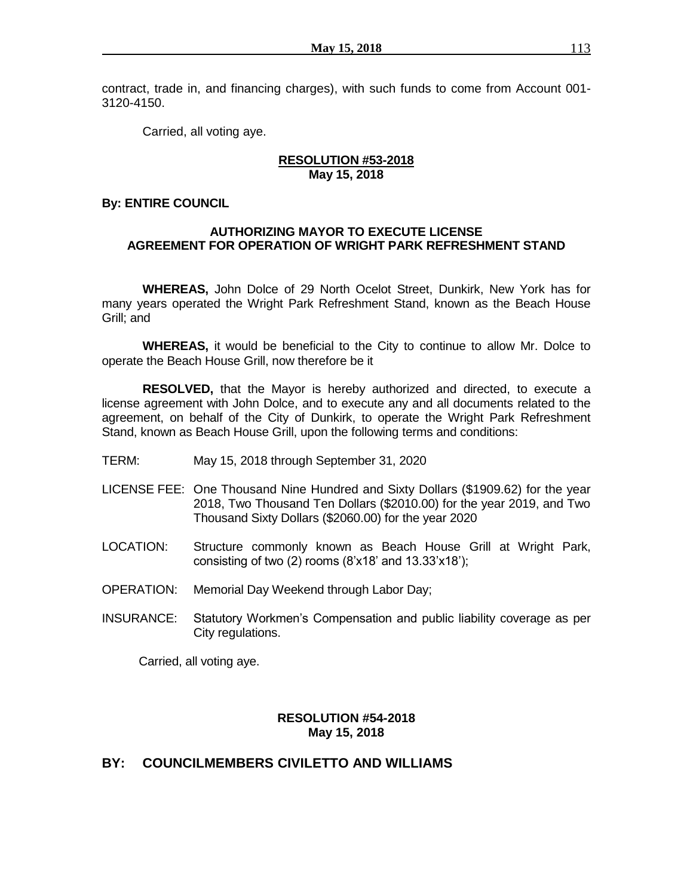contract, trade in, and financing charges), with such funds to come from Account 001-3120-4150.

Carried, all voting aye.

**RESOLUTION #53-2018**
**May 15, 2018**

**By: ENTIRE COUNCIL**

**AUTHORIZING MAYOR TO EXECUTE LICENSE AGREEMENT FOR OPERATION OF WRIGHT PARK REFRESHMENT STAND**

**WHEREAS,** John Dolce of 29 North Ocelot Street, Dunkirk, New York has for many years operated the Wright Park Refreshment Stand, known as the Beach House Grill; and

**WHEREAS,** it would be beneficial to the City to continue to allow Mr. Dolce to operate the Beach House Grill, now therefore be it

**RESOLVED,** that the Mayor is hereby authorized and directed, to execute a license agreement with John Dolce, and to execute any and all documents related to the agreement, on behalf of the City of Dunkirk, to operate the Wright Park Refreshment Stand, known as Beach House Grill, upon the following terms and conditions:

TERM: May 15, 2018 through September 31, 2020

LICENSE FEE: One Thousand Nine Hundred and Sixty Dollars ($1909.62) for the year 2018, Two Thousand Ten Dollars ($2010.00) for the year 2019, and Two Thousand Sixty Dollars ($2060.00) for the year 2020

LOCATION: Structure commonly known as Beach House Grill at Wright Park, consisting of two (2) rooms (8'x18' and 13.33'x18');

OPERATION: Memorial Day Weekend through Labor Day;

INSURANCE: Statutory Workmen's Compensation and public liability coverage as per City regulations.

Carried, all voting aye.

**RESOLUTION #54-2018**
**May 15, 2018**

**BY: COUNCILMEMBERS CIVILETTO AND WILLIAMS**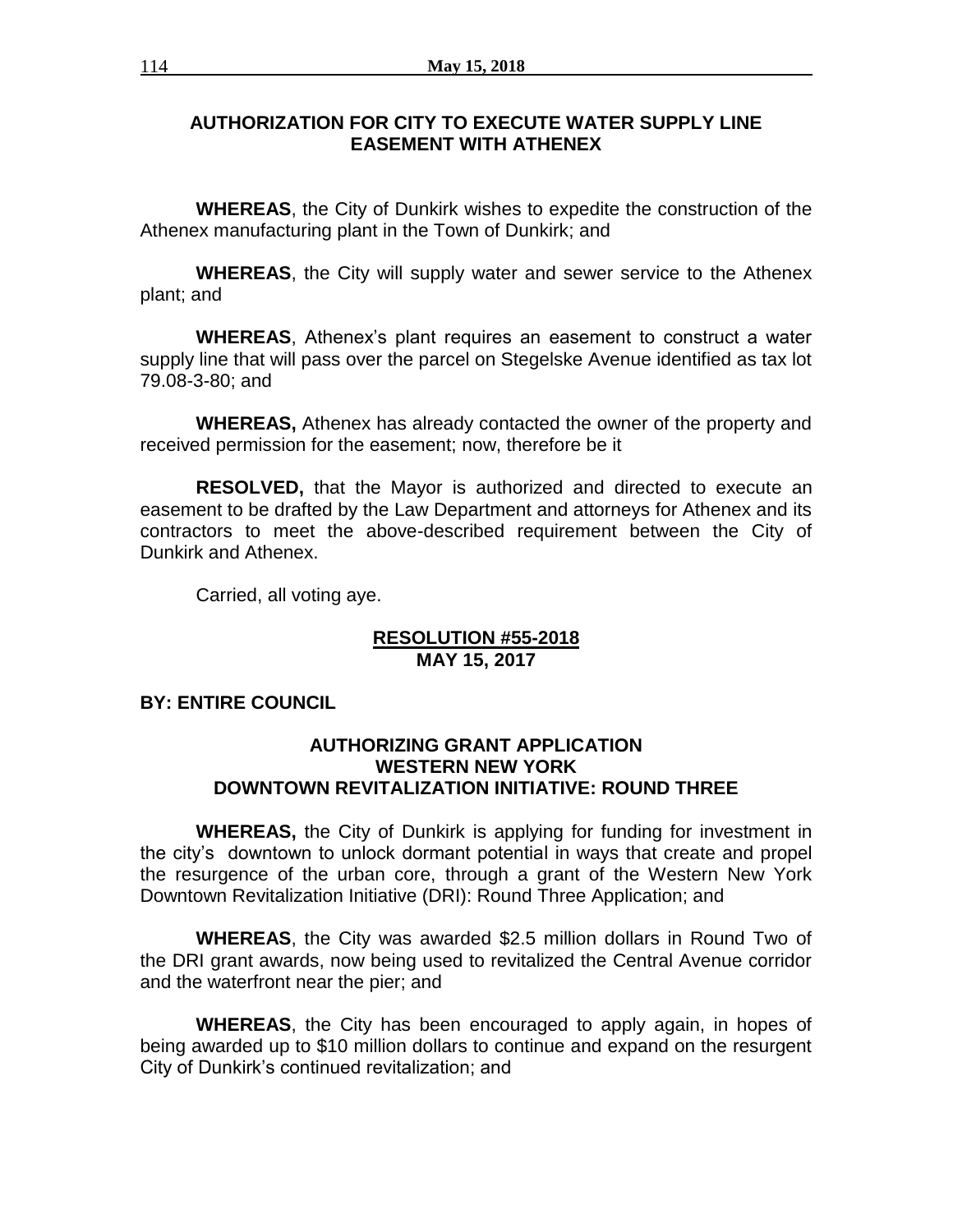### AUTHORIZATION FOR CITY TO EXECUTE WATER SUPPLY LINE EASEMENT WITH ATHENEX

**WHEREAS**, the City of Dunkirk wishes to expedite the construction of the Athenex manufacturing plant in the Town of Dunkirk; and

**WHEREAS**, the City will supply water and sewer service to the Athenex plant; and

**WHEREAS**, Athenex's plant requires an easement to construct a water supply line that will pass over the parcel on Stegelske Avenue identified as tax lot 79.08-3-80; and

**WHEREAS,** Athenex has already contacted the owner of the property and received permission for the easement; now, therefore be it

**RESOLVED,** that the Mayor is authorized and directed to execute an easement to be drafted by the Law Department and attorneys for Athenex and its contractors to meet the above-described requirement between the City of Dunkirk and Athenex.

Carried, all voting aye.

**RESOLUTION #55-2018**
**MAY 15, 2017**

**BY: ENTIRE COUNCIL**

### AUTHORIZING GRANT APPLICATION WESTERN NEW YORK DOWNTOWN REVITALIZATION INITIATIVE: ROUND THREE

**WHEREAS,** the City of Dunkirk is applying for funding for investment in the city's downtown to unlock dormant potential in ways that create and propel the resurgence of the urban core, through a grant of the Western New York Downtown Revitalization Initiative (DRI): Round Three Application; and

**WHEREAS**, the City was awarded $2.5 million dollars in Round Two of the DRI grant awards, now being used to revitalized the Central Avenue corridor and the waterfront near the pier; and

**WHEREAS**, the City has been encouraged to apply again, in hopes of being awarded up to $10 million dollars to continue and expand on the resurgent City of Dunkirk's continued revitalization; and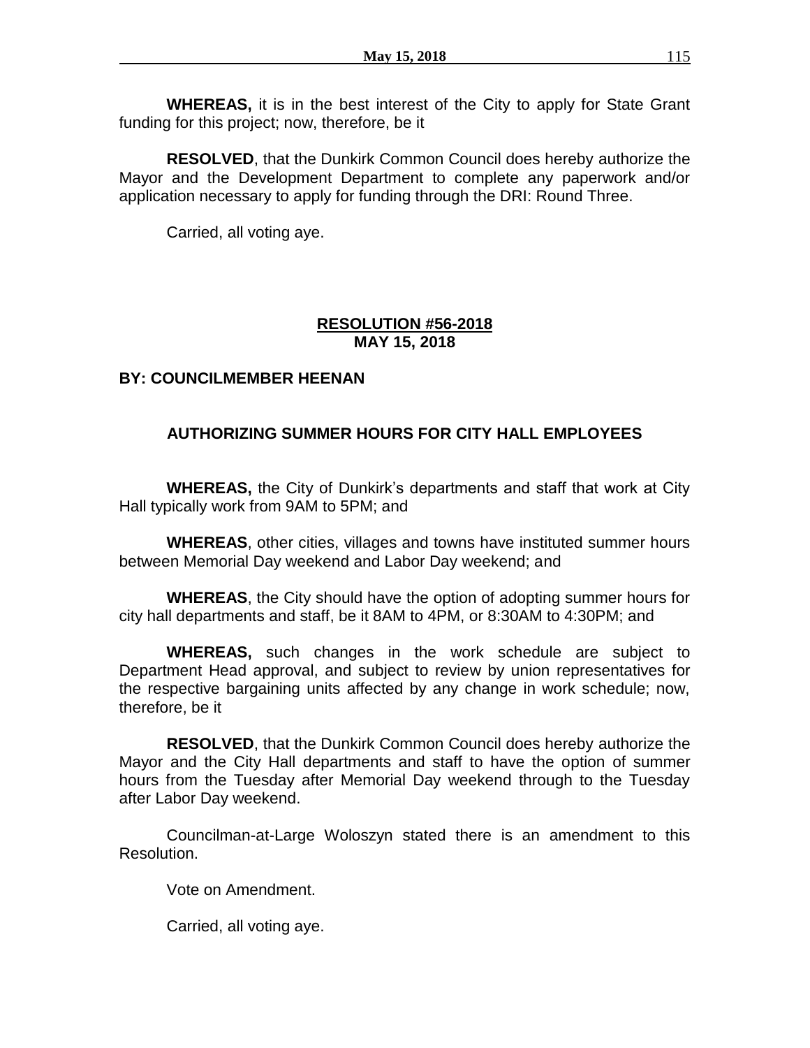**WHEREAS,** it is in the best interest of the City to apply for State Grant funding for this project; now, therefore, be it

**RESOLVED**, that the Dunkirk Common Council does hereby authorize the Mayor and the Development Department to complete any paperwork and/or application necessary to apply for funding through the DRI: Round Three.

Carried, all voting aye.

**RESOLUTION #56-2018**
**MAY 15, 2018**

**BY: COUNCILMEMBER HEENAN**

**AUTHORIZING SUMMER HOURS FOR CITY HALL EMPLOYEES**

**WHEREAS,** the City of Dunkirk's departments and staff that work at City Hall typically work from 9AM to 5PM; and

**WHEREAS**, other cities, villages and towns have instituted summer hours between Memorial Day weekend and Labor Day weekend; and

**WHEREAS**, the City should have the option of adopting summer hours for city hall departments and staff, be it 8AM to 4PM, or 8:30AM to 4:30PM; and

**WHEREAS,** such changes in the work schedule are subject to Department Head approval, and subject to review by union representatives for the respective bargaining units affected by any change in work schedule; now, therefore, be it

**RESOLVED**, that the Dunkirk Common Council does hereby authorize the Mayor and the City Hall departments and staff to have the option of summer hours from the Tuesday after Memorial Day weekend through to the Tuesday after Labor Day weekend.

Councilman-at-Large Woloszyn stated there is an amendment to this Resolution.

Vote on Amendment.

Carried, all voting aye.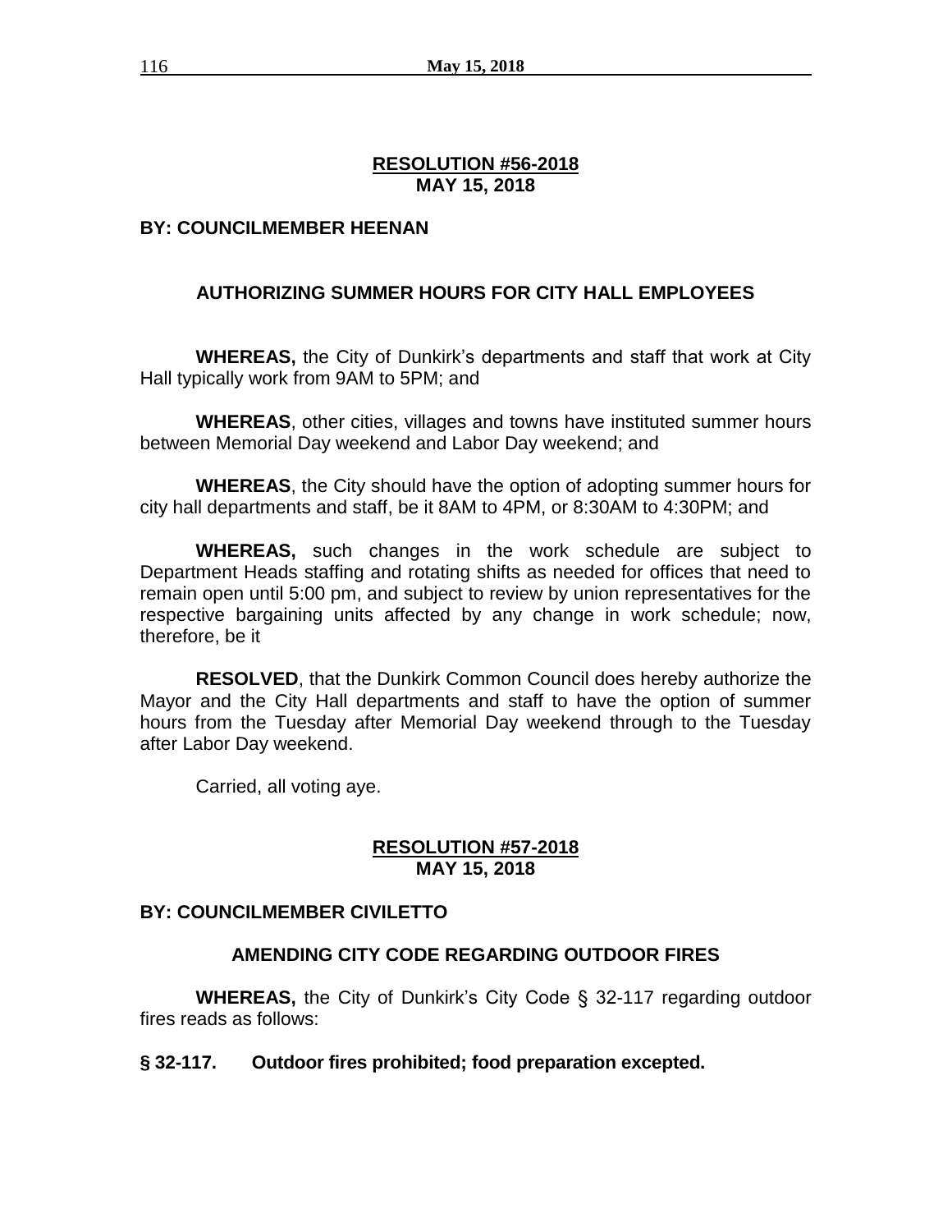**RESOLUTION #56-2018**
**MAY 15, 2018**

**BY: COUNCILMEMBER HEENAN**

**AUTHORIZING SUMMER HOURS FOR CITY HALL EMPLOYEES**

**WHEREAS,** the City of Dunkirk's departments and staff that work at City Hall typically work from 9AM to 5PM; and

**WHEREAS**, other cities, villages and towns have instituted summer hours between Memorial Day weekend and Labor Day weekend; and

**WHEREAS**, the City should have the option of adopting summer hours for city hall departments and staff, be it 8AM to 4PM, or 8:30AM to 4:30PM; and

**WHEREAS,** such changes in the work schedule are subject to Department Heads staffing and rotating shifts as needed for offices that need to remain open until 5:00 pm, and subject to review by union representatives for the respective bargaining units affected by any change in work schedule; now, therefore, be it

**RESOLVED**, that the Dunkirk Common Council does hereby authorize the Mayor and the City Hall departments and staff to have the option of summer hours from the Tuesday after Memorial Day weekend through to the Tuesday after Labor Day weekend.

Carried, all voting aye.

**RESOLUTION #57-2018**
**MAY 15, 2018**

**BY: COUNCILMEMBER CIVILETTO**

**AMENDING CITY CODE REGARDING OUTDOOR FIRES**

**WHEREAS,** the City of Dunkirk's City Code § 32-117 regarding outdoor fires reads as follows:

**§ 32-117. Outdoor fires prohibited; food preparation excepted.**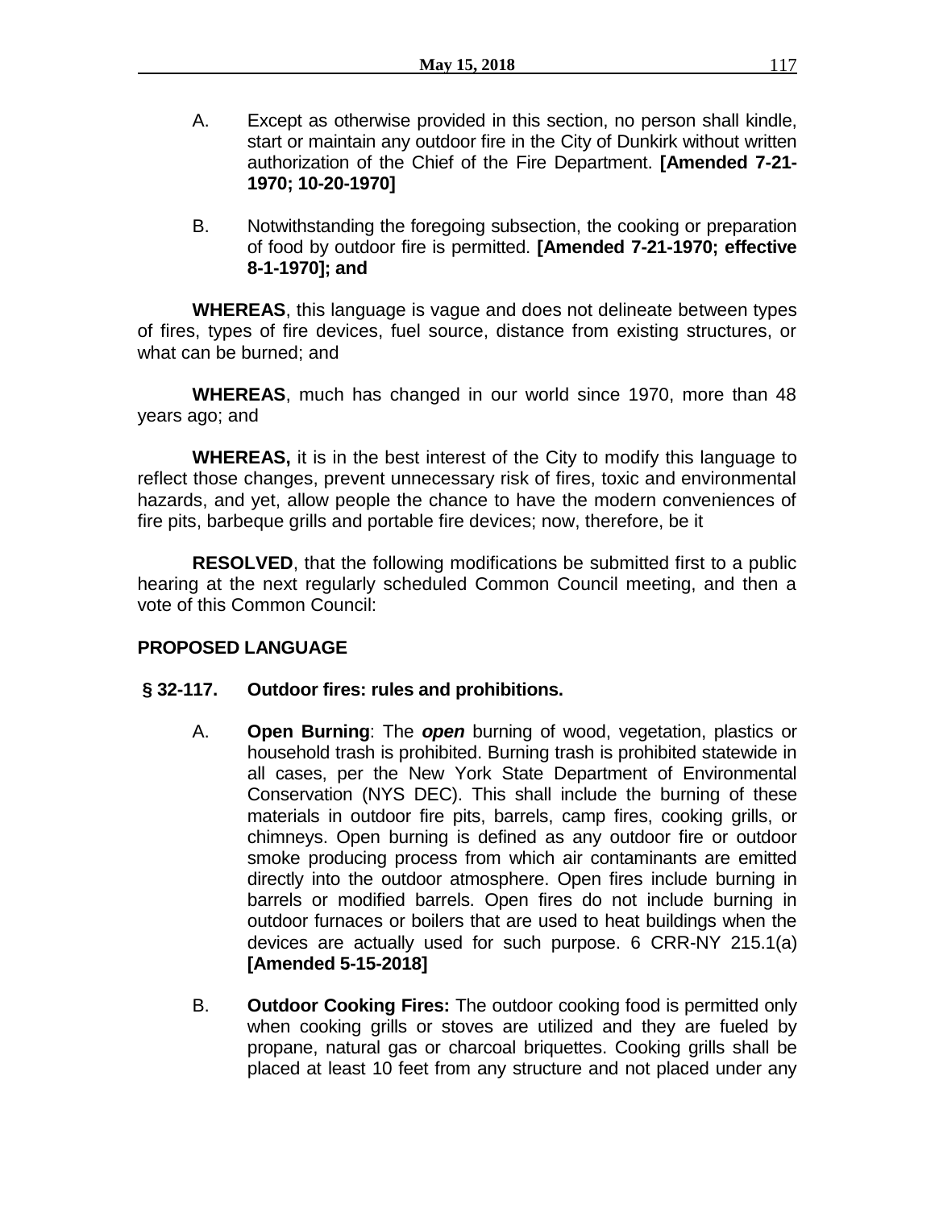A. Except as otherwise provided in this section, no person shall kindle, start or maintain any outdoor fire in the City of Dunkirk without written authorization of the Chief of the Fire Department. **[Amended 7-21-1970; 10-20-1970]**

B. Notwithstanding the foregoing subsection, the cooking or preparation of food by outdoor fire is permitted. **[Amended 7-21-1970; effective 8-1-1970]; and**

**WHEREAS**, this language is vague and does not delineate between types of fires, types of fire devices, fuel source, distance from existing structures, or what can be burned; and

**WHEREAS**, much has changed in our world since 1970, more than 48 years ago; and

**WHEREAS,** it is in the best interest of the City to modify this language to reflect those changes, prevent unnecessary risk of fires, toxic and environmental hazards, and yet, allow people the chance to have the modern conveniences of fire pits, barbeque grills and portable fire devices; now, therefore, be it

**RESOLVED**, that the following modifications be submitted first to a public hearing at the next regularly scheduled Common Council meeting, and then a vote of this Common Council:

**PROPOSED LANGUAGE**

**§ 32-117. Outdoor fires: rules and prohibitions.**

A. **Open Burning**: The ***open*** burning of wood, vegetation, plastics or household trash is prohibited. Burning trash is prohibited statewide in all cases, per the New York State Department of Environmental Conservation (NYS DEC). This shall include the burning of these materials in outdoor fire pits, barrels, camp fires, cooking grills, or chimneys. Open burning is defined as any outdoor fire or outdoor smoke producing process from which air contaminants are emitted directly into the outdoor atmosphere. Open fires include burning in barrels or modified barrels. Open fires do not include burning in outdoor furnaces or boilers that are used to heat buildings when the devices are actually used for such purpose. 6 CRR-NY 215.1(a) **[Amended 5-15-2018]**

B. **Outdoor Cooking Fires:** The outdoor cooking food is permitted only when cooking grills or stoves are utilized and they are fueled by propane, natural gas or charcoal briquettes. Cooking grills shall be placed at least 10 feet from any structure and not placed under any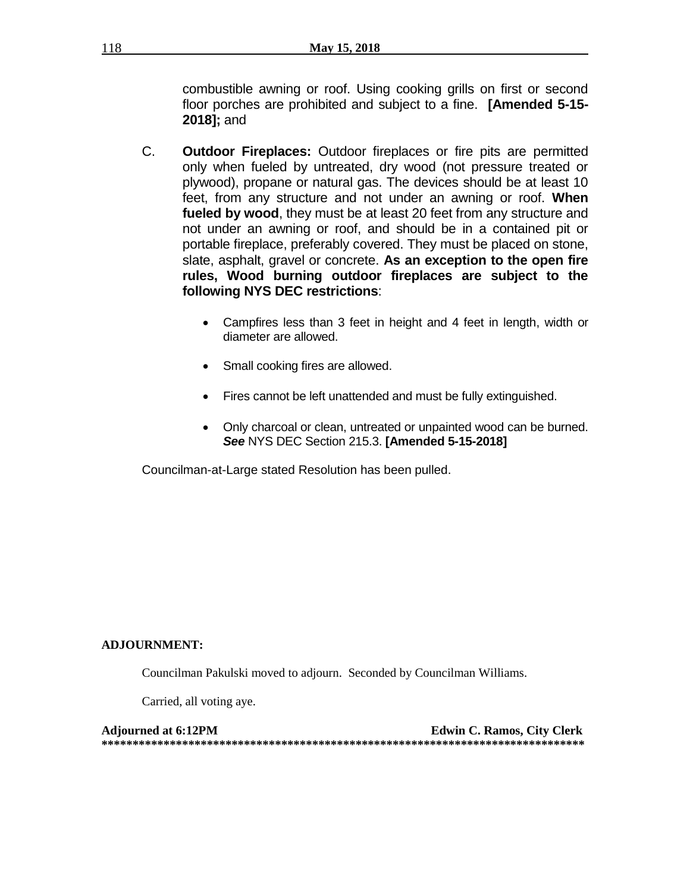combustible awning or roof. Using cooking grills on first or second floor porches are prohibited and subject to a fine. **[Amended 5-15-2018];** and

C. **Outdoor Fireplaces:** Outdoor fireplaces or fire pits are permitted only when fueled by untreated, dry wood (not pressure treated or plywood), propane or natural gas. The devices should be at least 10 feet, from any structure and not under an awning or roof. **When fueled by wood**, they must be at least 20 feet from any structure and not under an awning or roof, and should be in a contained pit or portable fireplace, preferably covered. They must be placed on stone, slate, asphalt, gravel or concrete. **As an exception to the open fire rules, Wood burning outdoor fireplaces are subject to the following NYS DEC restrictions**:

- Campfires less than 3 feet in height and 4 feet in length, width or diameter are allowed.
- Small cooking fires are allowed.
- Fires cannot be left unattended and must be fully extinguished.
- Only charcoal or clean, untreated or unpainted wood can be burned. ***See*** NYS DEC Section 215.3. **[Amended 5-15-2018]**

Councilman-at-Large stated Resolution has been pulled.

**ADJOURNMENT:**

Councilman Pakulski moved to adjourn. Seconded by Councilman Williams.

Carried, all voting aye.

**Adjourned at 6:12PM** **Edwin C. Ramos, City Clerk**

*******************************************************************************